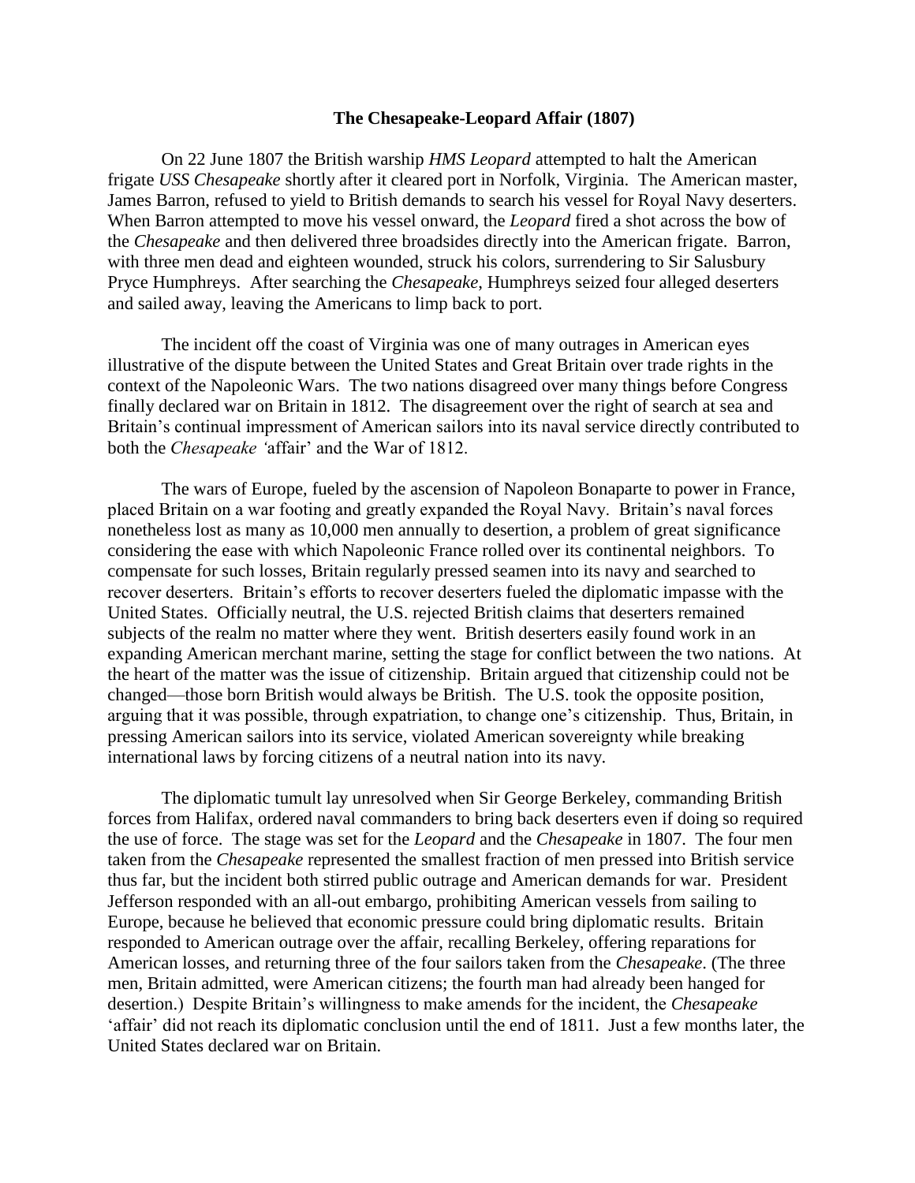# The Chesapeake-Leopard Affair (1807)

On 22 June 1807 the British warship *HMS Leopard* attempted to halt the American frigate *USS Chesapeake* shortly after it cleared port in Norfolk, Virginia. The American master, James Barron, refused to yield to British demands to search his vessel for Royal Navy deserters. When Barron attempted to move his vessel onward, the *Leopard* fired a shot across the bow of the *Chesapeake* and then delivered three broadsides directly into the American frigate. Barron, with three men dead and eighteen wounded, struck his colors, surrendering to Sir Salusbury Pryce Humphreys. After searching the *Chesapeake*, Humphreys seized four alleged deserters and sailed away, leaving the Americans to limp back to port.

The incident off the coast of Virginia was one of many outrages in American eyes illustrative of the dispute between the United States and Great Britain over trade rights in the context of the Napoleonic Wars. The two nations disagreed over many things before Congress finally declared war on Britain in 1812. The disagreement over the right of search at sea and Britain's continual impressment of American sailors into its naval service directly contributed to both the *Chesapeake* 'affair' and the War of 1812.

The wars of Europe, fueled by the ascension of Napoleon Bonaparte to power in France, placed Britain on a war footing and greatly expanded the Royal Navy. Britain's naval forces nonetheless lost as many as 10,000 men annually to desertion, a problem of great significance considering the ease with which Napoleonic France rolled over its continental neighbors. To compensate for such losses, Britain regularly pressed seamen into its navy and searched to recover deserters. Britain's efforts to recover deserters fueled the diplomatic impasse with the United States. Officially neutral, the U.S. rejected British claims that deserters remained subjects of the realm no matter where they went. British deserters easily found work in an expanding American merchant marine, setting the stage for conflict between the two nations. At the heart of the matter was the issue of citizenship. Britain argued that citizenship could not be changed—those born British would always be British. The U.S. took the opposite position, arguing that it was possible, through expatriation, to change one's citizenship. Thus, Britain, in pressing American sailors into its service, violated American sovereignty while breaking international laws by forcing citizens of a neutral nation into its navy.

The diplomatic tumult lay unresolved when Sir George Berkeley, commanding British forces from Halifax, ordered naval commanders to bring back deserters even if doing so required the use of force. The stage was set for the *Leopard* and the *Chesapeake* in 1807. The four men taken from the *Chesapeake* represented the smallest fraction of men pressed into British service thus far, but the incident both stirred public outrage and American demands for war. President Jefferson responded with an all-out embargo, prohibiting American vessels from sailing to Europe, because he believed that economic pressure could bring diplomatic results. Britain responded to American outrage over the affair, recalling Berkeley, offering reparations for American losses, and returning three of the four sailors taken from the *Chesapeake*. (The three men, Britain admitted, were American citizens; the fourth man had already been hanged for desertion.) Despite Britain's willingness to make amends for the incident, the *Chesapeake* 'affair' did not reach its diplomatic conclusion until the end of 1811. Just a few months later, the United States declared war on Britain.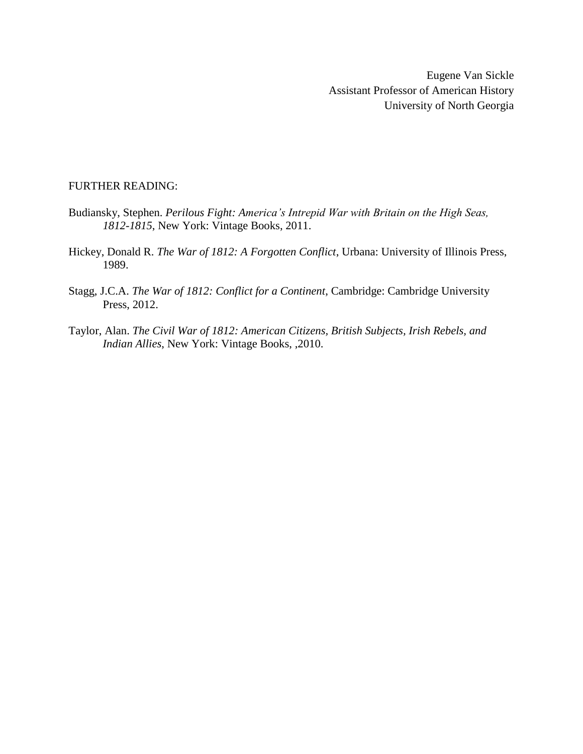Eugene Van Sickle
Assistant Professor of American History
University of North Georgia

FURTHER READING:

Budiansky, Stephen. *Perilous Fight: America's Intrepid War with Britain on the High Seas, 1812-1815*, New York: Vintage Books, 2011.

Hickey, Donald R. *The War of 1812: A Forgotten Conflict*, Urbana: University of Illinois Press, 1989.

Stagg, J.C.A. *The War of 1812: Conflict for a Continent*, Cambridge: Cambridge University Press, 2012.

Taylor, Alan. *The Civil War of 1812: American Citizens, British Subjects, Irish Rebels, and Indian Allies*, New York: Vintage Books, ,2010.